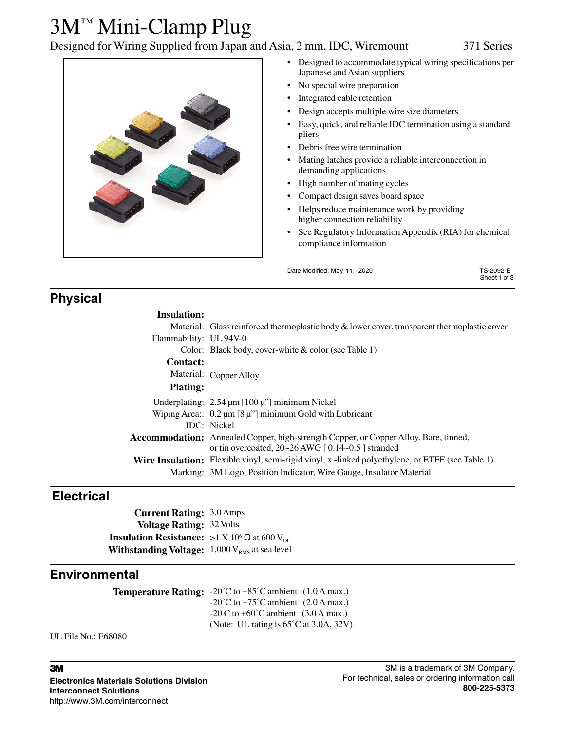# 3M™ Mini-Clamp Plug

Designed for Wiring Supplied from Japan and Asia, 2 mm, IDC, Wiremount 371 Series

- Designed to accommodate typical wiring specifications per Japanese and Asian suppliers
- No special wire preparation
- Integrated cable retention
- Design accepts multiple wire size diameters
- Easy, quick, and reliable IDC termination using a standard pliers
- Debris free wire termination
- Mating latches provide a reliable interconnection in demanding applications
- High number of mating cycles
- Compact design saves board space
- Helps reduce maintenance work by providing higher connection reliability
- See Regulatory Information Appendix (RIA) for chemical compliance information

Date Modified: May 11, 2020

TS-2092-E

## Physical

**Insulation:**

Material: Glass reinforced thermoplastic body & lower cover, transparent thermoplastic cover

Flammability: UL 94V-0

Color: Black body, cover-white & color (see Table 1)

**Contact:**

Material: Copper Alloy

**Plating:**

Underplating: 2.54 µm [100 µ"] minimum Nickel

Wiping Area:: 0.2 µm [8 µ"] minimum Gold with Lubricant

IDC: Nickel

**Accommodation:** Annealed Copper, high-strength Copper, or Copper Alloy. Bare, tinned, or tin overcoated, 20~26 AWG [ 0.14~0.5 ] stranded

**Wire Insulation:** Flexible vinyl, semi-rigid vinyl, x -linked polyethylene, or ETFE (see Table 1)

Marking: 3M Logo, Position Indicator, Wire Gauge, Insulator Material

## Electrical

**Current Rating:** 3.0 Amps

**Voltage Rating:** 32 Volts

**Insulation Resistance:** >1 X $10^6$ Ω at 600 $V_{DC}$

**Withstanding Voltage:** 1,000 $V_{RMS}$ at sea level

## Environmental

**Temperature Rating:** -20˚C to +85˚C ambient (1.0 A max.)
-20˚C to +75˚C ambient (2.0 A max.)
-20 C to +60˚C ambient (3.0 A max.)
(Note: UL rating is 65˚C at 3.0A, 32V)

UL File No.: E68080

**3M**

**Electronics Materials Solutions Division**
**Interconnect Solutions**
http://www.3M.com/interconnect

3M is a trademark of 3M Company.
For technical, sales or ordering information call **800-225-5373**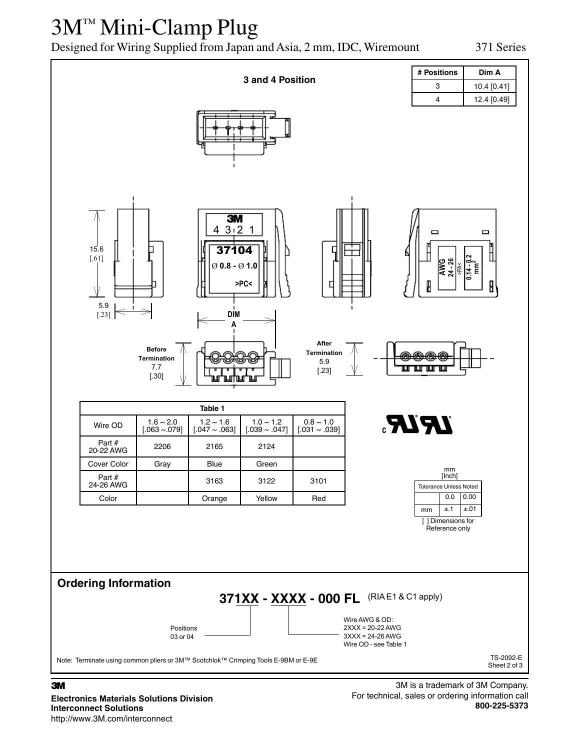# 3M™ Mini-Clamp Plug

Designed for Wiring Supplied from Japan and Asia, 2 mm, IDC, Wiremount

371 Series

### 3 and 4 Position

| # Positions | Dim A |
|---|---|
| 3 | 10.4 [0.41] |
| 4 | 12.4 [0.49] |

15.6 [.61]

5.9 [.23]

DIM A

Before Termination 7.7 [.30]

After Termination 5.9 [.23]

| Table 1 | | | | |
|---|---|---|---|---|
| Wire OD | 1.6 ~ 2.0 [.063 ~.079] | 1.2 ~ 1.6 [.047 ~ .063] | 1.0 ~ 1.2 [.039 ~ .047] | 0.8 ~ 1.0 [.031 ~ .039] |
| Part # 20-22 AWG | 2206 | 2165 | 2124 | |
| Cover Color | Gray | Blue | Green | |
| Part # 24-26 AWG | | 3163 | 3122 | 3101 |
| Color | | Orange | Yellow | Red |

mm [Inch]

| Tolerance Unless Noted | | |
|---|---|---|
| | 0.0 | 0.00 |
| mm | ±.1 | ±.01 |

[ ] Dimensions for Reference only

## Ordering Information

**371XX - XXXX - 000 FL** (RIA E1 & C1 apply)

Positions 03 or 04

Wire AWG & OD:
2XXX = 20-22 AWG
3XXX = 24-26 AWG
Wire OD - see Table 1

Note: Terminate using common pliers or 3M™ Scotchlok™ Crimping Tools E-9BM or E-9E

TS-2092-E

3M is a trademark of 3M Company.
For technical, sales or ordering information call **800-225-5373**

**Electronics Materials Solutions Division**
**Interconnect Solutions**
http://www.3M.com/interconnect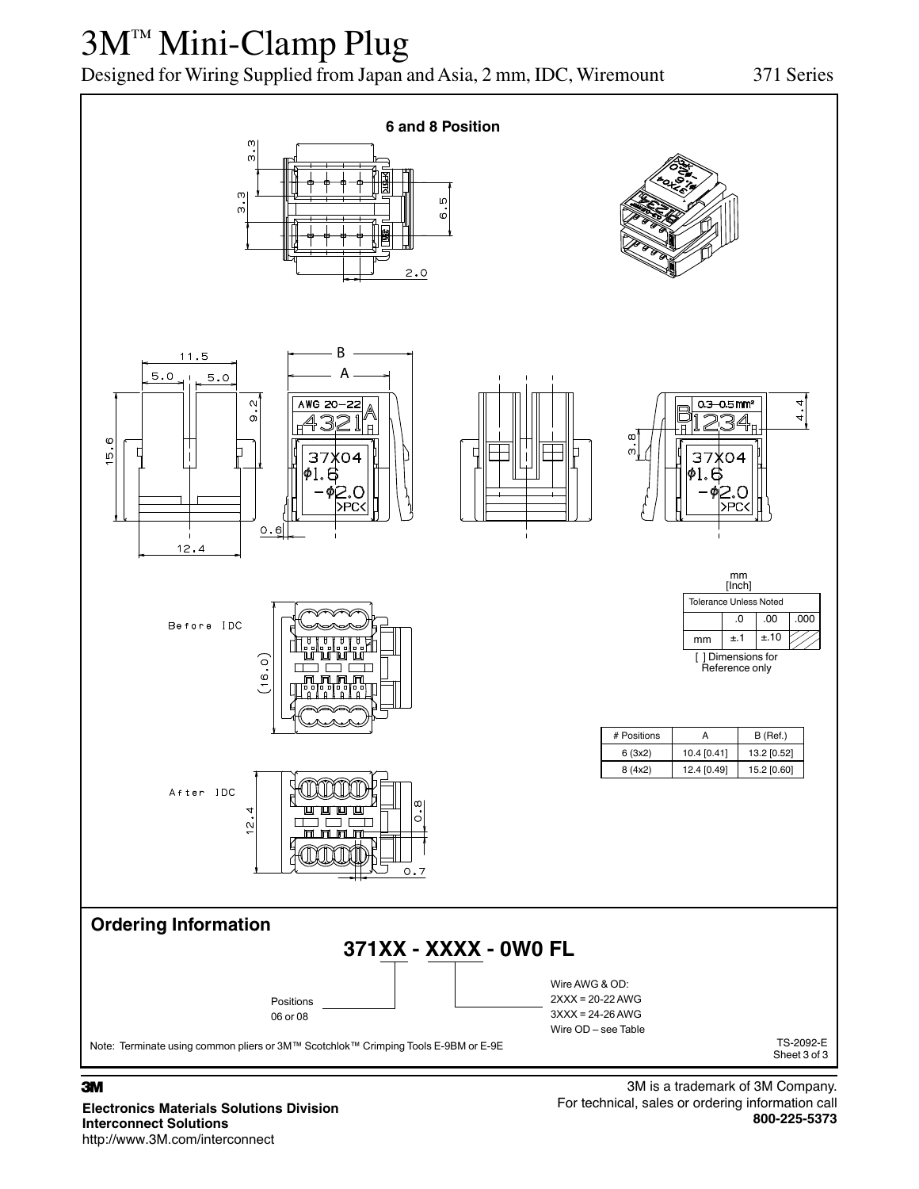# 3M™ Mini-Clamp Plug

Designed for Wiring Supplied from Japan and Asia, 2 mm, IDC, Wiremount

371 Series

**6 and 8 Position**

mm
[Inch]

| Tolerance Unless Noted | | | |
|---|---|---|---|
| | .0 | .00 | .000 |
| mm | ±.1 | ±.10 | |

[ ] Dimensions for Reference only

| # Positions | A | B (Ref.) |
|---|---|---|
| 6 (3x2) | 10.4 [0.41] | 13.2 [0.52] |
| 8 (4x2) | 12.4 [0.49] | 15.2 [0.60] |

## Ordering Information

**371XX - XXXX - 0W0 FL**

Positions
06 or 08

Wire AWG & OD:
2XXX = 20-22 AWG
3XXX = 24-26 AWG
Wire OD – see Table

Note: Terminate using common pliers or 3M™ Scotchlok™ Crimping Tools E-9BM or E-9E

TS-2092-E
Sheet 3 of 3

3M is a trademark of 3M Company.
For technical, sales or ordering information call
**800-225-5373**

**Electronics Materials Solutions Division**
**Interconnect Solutions**
http://www.3M.com/interconnect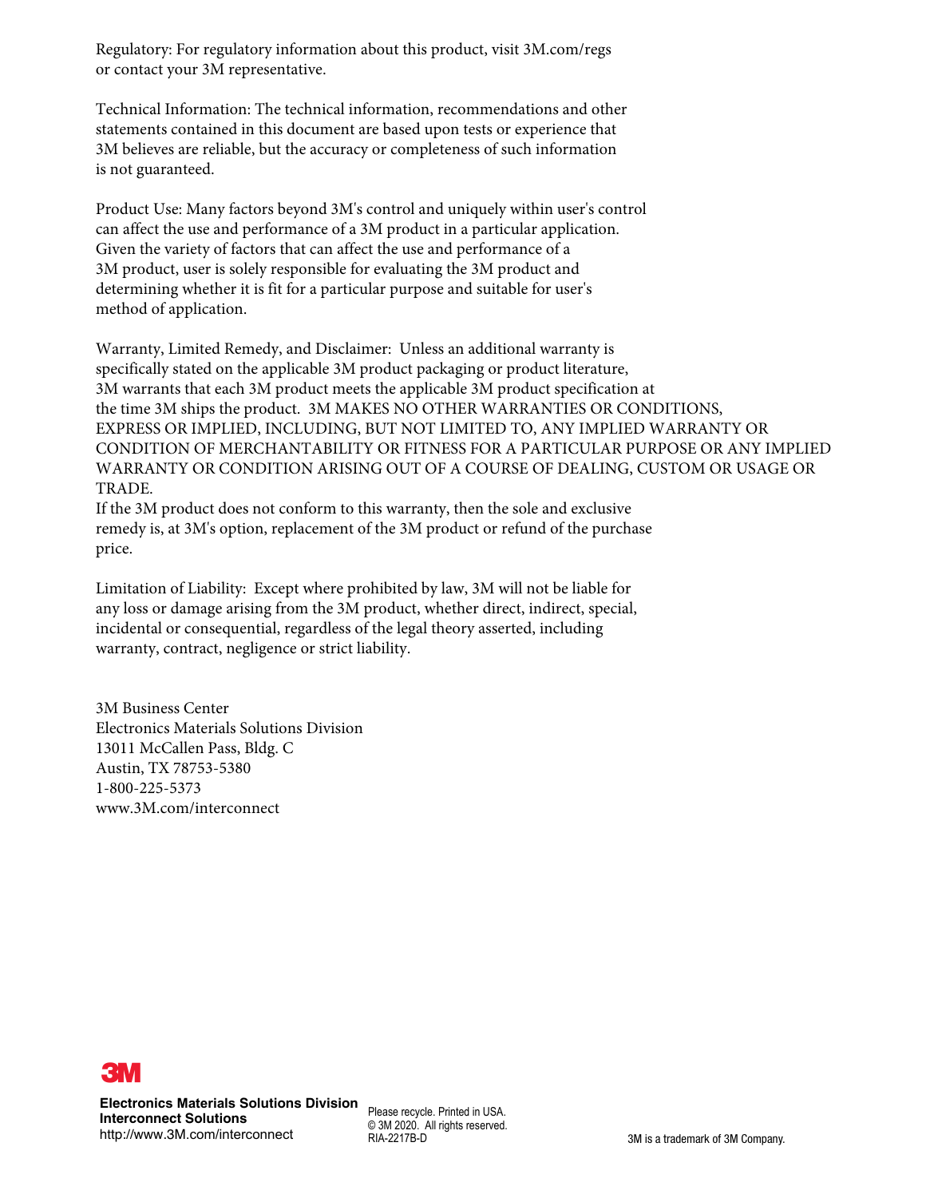Regulatory: For regulatory information about this product, visit 3M.com/regs or contact your 3M representative.

Technical Information: The technical information, recommendations and other statements contained in this document are based upon tests or experience that 3M believes are reliable, but the accuracy or completeness of such information is not guaranteed.

Product Use: Many factors beyond 3M's control and uniquely within user's control can affect the use and performance of a 3M product in a particular application. Given the variety of factors that can affect the use and performance of a 3M product, user is solely responsible for evaluating the 3M product and determining whether it is fit for a particular purpose and suitable for user's method of application.

Warranty, Limited Remedy, and Disclaimer: Unless an additional warranty is specifically stated on the applicable 3M product packaging or product literature, 3M warrants that each 3M product meets the applicable 3M product specification at the time 3M ships the product. 3M MAKES NO OTHER WARRANTIES OR CONDITIONS, EXPRESS OR IMPLIED, INCLUDING, BUT NOT LIMITED TO, ANY IMPLIED WARRANTY OR CONDITION OF MERCHANTABILITY OR FITNESS FOR A PARTICULAR PURPOSE OR ANY IMPLIED WARRANTY OR CONDITION ARISING OUT OF A COURSE OF DEALING, CUSTOM OR USAGE OR TRADE.
If the 3M product does not conform to this warranty, then the sole and exclusive remedy is, at 3M's option, replacement of the 3M product or refund of the purchase price.

Limitation of Liability: Except where prohibited by law, 3M will not be liable for any loss or damage arising from the 3M product, whether direct, indirect, special, incidental or consequential, regardless of the legal theory asserted, including warranty, contract, negligence or strict liability.

3M Business Center
Electronics Materials Solutions Division
13011 McCallen Pass, Bldg. C
Austin, TX 78753-5380
1-800-225-5373
www.3M.com/interconnect

3M

**Electronics Materials Solutions Division**
**Interconnect Solutions**
http://www.3M.com/interconnect

Please recycle. Printed in USA.
© 3M 2020. All rights reserved.
RIA-2217B-D

3M is a trademark of 3M Company.